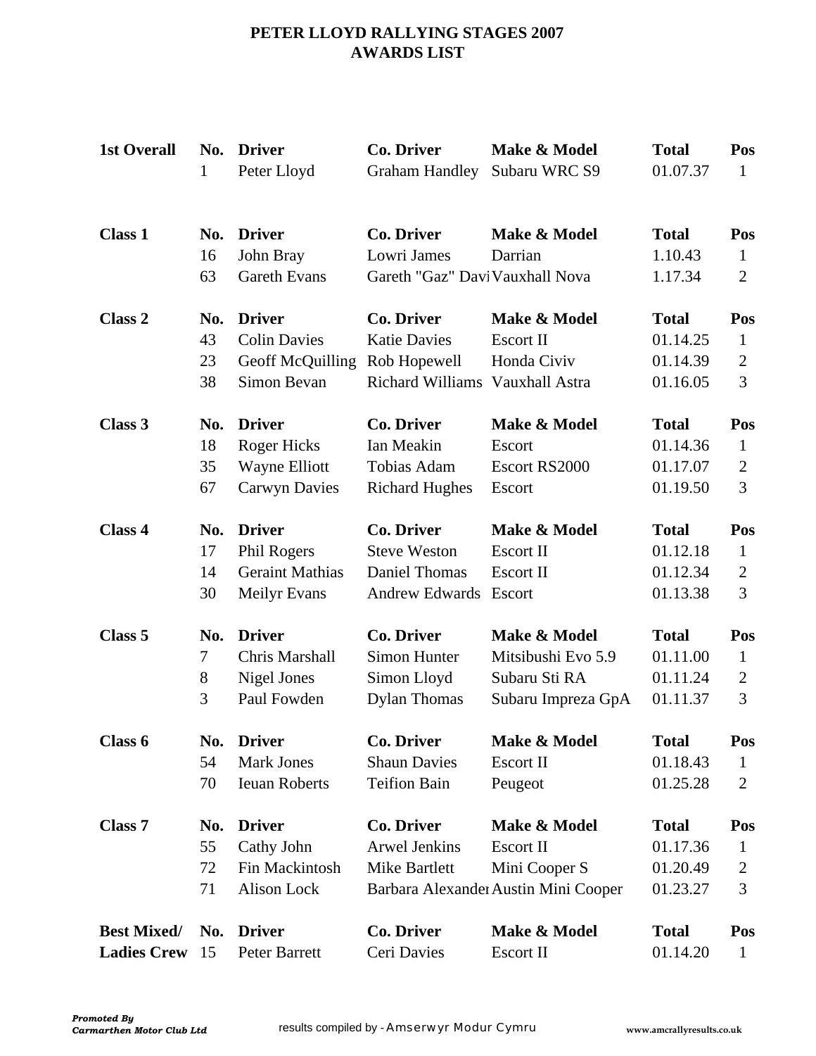# PETER LLOYD RALLYING STAGES 2007
## AWARDS LIST

| 1st Overall | No. | Driver | Co. Driver | Make & Model | Total | Pos |
|---|---|---|---|---|---|---|
| | 1 | Peter Lloyd | Graham Handley | Subaru WRC S9 | 01.07.37 | 1 |

| Class 1 | No. | Driver | Co. Driver | Make & Model | Total | Pos |
|---|---|---|---|---|---|---|
| | 16 | John Bray | Lowri James | Darrian | 1.10.43 | 1 |
| | 63 | Gareth Evans | Gareth "Gaz" Davi | Vauxhall Nova | 1.17.34 | 2 |

| Class 2 | No. | Driver | Co. Driver | Make & Model | Total | Pos |
|---|---|---|---|---|---|---|
| | 43 | Colin Davies | Katie Davies | Escort II | 01.14.25 | 1 |
| | 23 | Geoff McQuilling | Rob Hopewell | Honda Civiv | 01.14.39 | 2 |
| | 38 | Simon Bevan | Richard Williams | Vauxhall Astra | 01.16.05 | 3 |

| Class 3 | No. | Driver | Co. Driver | Make & Model | Total | Pos |
|---|---|---|---|---|---|---|
| | 18 | Roger Hicks | Ian Meakin | Escort | 01.14.36 | 1 |
| | 35 | Wayne Elliott | Tobias Adam | Escort RS2000 | 01.17.07 | 2 |
| | 67 | Carwyn Davies | Richard Hughes | Escort | 01.19.50 | 3 |

| Class 4 | No. | Driver | Co. Driver | Make & Model | Total | Pos |
|---|---|---|---|---|---|---|
| | 17 | Phil Rogers | Steve Weston | Escort II | 01.12.18 | 1 |
| | 14 | Geraint Mathias | Daniel Thomas | Escort II | 01.12.34 | 2 |
| | 30 | Meilyr Evans | Andrew Edwards | Escort | 01.13.38 | 3 |

| Class 5 | No. | Driver | Co. Driver | Make & Model | Total | Pos |
|---|---|---|---|---|---|---|
| | 7 | Chris Marshall | Simon Hunter | Mitsibushi Evo 5.9 | 01.11.00 | 1 |
| | 8 | Nigel Jones | Simon Lloyd | Subaru Sti RA | 01.11.24 | 2 |
| | 3 | Paul Fowden | Dylan Thomas | Subaru Impreza GpA | 01.11.37 | 3 |

| Class 6 | No. | Driver | Co. Driver | Make & Model | Total | Pos |
|---|---|---|---|---|---|---|
| | 54 | Mark Jones | Shaun Davies | Escort II | 01.18.43 | 1 |
| | 70 | Ieuan Roberts | Teifion Bain | Peugeot | 01.25.28 | 2 |

| Class 7 | No. | Driver | Co. Driver | Make & Model | Total | Pos |
|---|---|---|---|---|---|---|
| | 55 | Cathy John | Arwel Jenkins | Escort II | 01.17.36 | 1 |
| | 72 | Fin Mackintosh | Mike Bartlett | Mini Cooper S | 01.20.49 | 2 |
| | 71 | Alison Lock | Barbara Alexander | Austin Mini Cooper | 01.23.27 | 3 |

| Best Mixed/ Ladies Crew | No. | Driver | Co. Driver | Make & Model | Total | Pos |
|---|---|---|---|---|---|---|
| | 15 | Peter Barrett | Ceri Davies | Escort II | 01.14.20 | 1 |

***Promoted By Carmarthen Motor Club Ltd*** results compiled by - Amserwyr Modur Cymru **www.amcrallyresults.co.uk**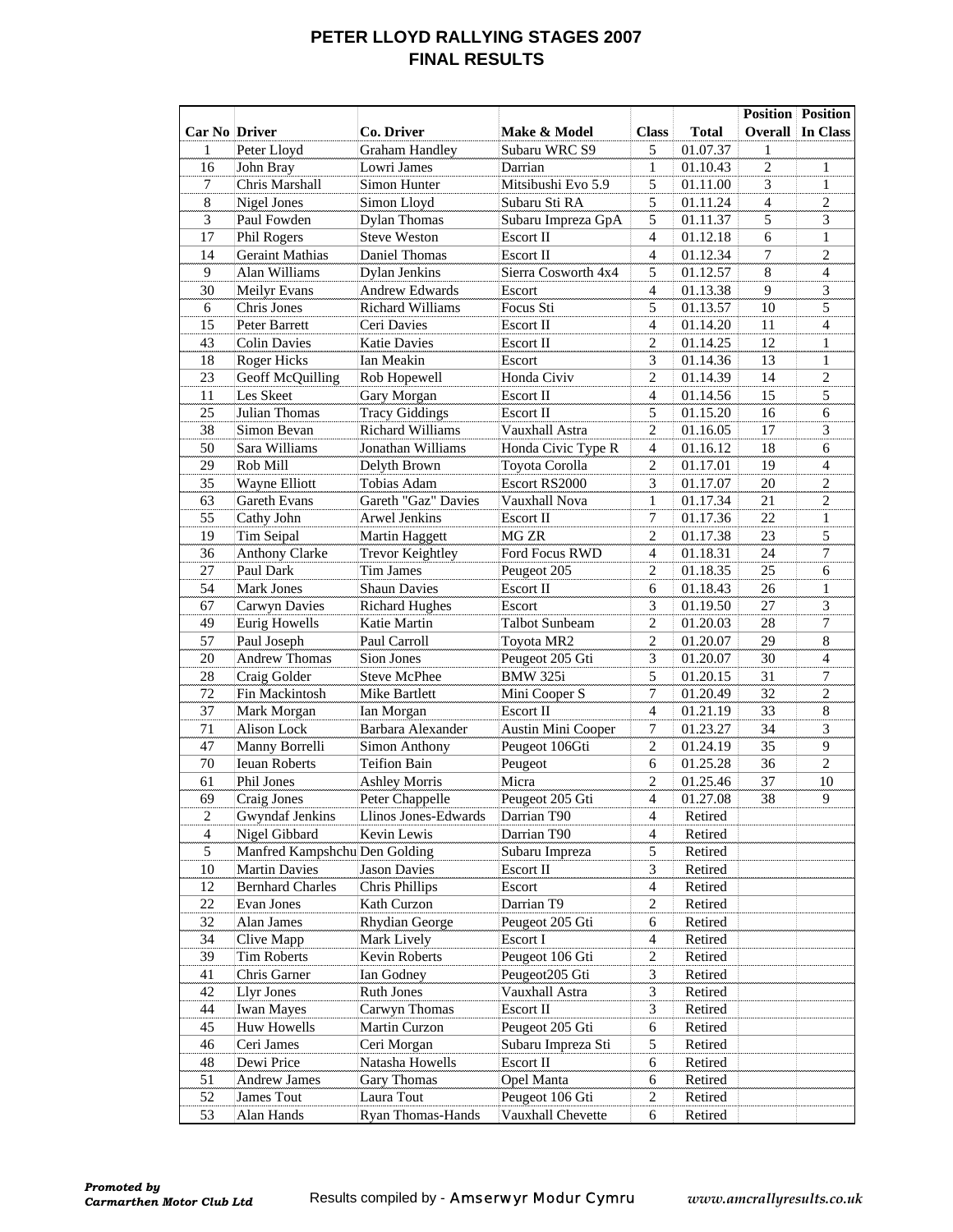# PETER LLOYD RALLYING STAGES 2007
## FINAL RESULTS

| Car No | Driver | Co. Driver | Make & Model | Class | Total | Position Overall | Position In Class |
|---|---|---|---|---|---|---|---|
| 1 | Peter Lloyd | Graham Handley | Subaru WRC S9 | 5 | 01.07.37 | 1 | |
| 16 | John Bray | Lowri James | Darrian | 1 | 01.10.43 | 2 | 1 |
| 7 | Chris Marshall | Simon Hunter | Mitsibushi Evo 5.9 | 5 | 01.11.00 | 3 | 1 |
| 8 | Nigel Jones | Simon Lloyd | Subaru Sti RA | 5 | 01.11.24 | 4 | 2 |
| 3 | Paul Fowden | Dylan Thomas | Subaru Impreza GpA | 5 | 01.11.37 | 5 | 3 |
| 17 | Phil Rogers | Steve Weston | Escort II | 4 | 01.12.18 | 6 | 1 |
| 14 | Geraint Mathias | Daniel Thomas | Escort II | 4 | 01.12.34 | 7 | 2 |
| 9 | Alan Williams | Dylan Jenkins | Sierra Cosworth 4x4 | 5 | 01.12.57 | 8 | 4 |
| 30 | Meilyr Evans | Andrew Edwards | Escort | 4 | 01.13.38 | 9 | 3 |
| 6 | Chris Jones | Richard Williams | Focus Sti | 5 | 01.13.57 | 10 | 5 |
| 15 | Peter Barrett | Ceri Davies | Escort II | 4 | 01.14.20 | 11 | 4 |
| 43 | Colin Davies | Katie Davies | Escort II | 2 | 01.14.25 | 12 | 1 |
| 18 | Roger Hicks | Ian Meakin | Escort | 3 | 01.14.36 | 13 | 1 |
| 23 | Geoff McQuilling | Rob Hopewell | Honda Civiv | 2 | 01.14.39 | 14 | 2 |
| 11 | Les Skeet | Gary Morgan | Escort II | 4 | 01.14.56 | 15 | 5 |
| 25 | Julian Thomas | Tracy Giddings | Escort II | 5 | 01.15.20 | 16 | 6 |
| 38 | Simon Bevan | Richard Williams | Vauxhall Astra | 2 | 01.16.05 | 17 | 3 |
| 50 | Sara Williams | Jonathan Williams | Honda Civic Type R | 4 | 01.16.12 | 18 | 6 |
| 29 | Rob Mill | Delyth Brown | Toyota Corolla | 2 | 01.17.01 | 19 | 4 |
| 35 | Wayne Elliott | Tobias Adam | Escort RS2000 | 3 | 01.17.07 | 20 | 2 |
| 63 | Gareth Evans | Gareth "Gaz" Davies | Vauxhall Nova | 1 | 01.17.34 | 21 | 2 |
| 55 | Cathy John | Arwel Jenkins | Escort II | 7 | 01.17.36 | 22 | 1 |
| 19 | Tim Seipal | Martin Haggett | MG ZR | 2 | 01.17.38 | 23 | 5 |
| 36 | Anthony Clarke | Trevor Keightley | Ford Focus RWD | 4 | 01.18.31 | 24 | 7 |
| 27 | Paul Dark | Tim James | Peugeot 205 | 2 | 01.18.35 | 25 | 6 |
| 54 | Mark Jones | Shaun Davies | Escort II | 6 | 01.18.43 | 26 | 1 |
| 67 | Carwyn Davies | Richard Hughes | Escort | 3 | 01.19.50 | 27 | 3 |
| 49 | Eurig Howells | Katie Martin | Talbot Sunbeam | 2 | 01.20.03 | 28 | 7 |
| 57 | Paul Joseph | Paul Carroll | Toyota MR2 | 2 | 01.20.07 | 29 | 8 |
| 20 | Andrew Thomas | Sion Jones | Peugeot 205 Gti | 3 | 01.20.07 | 30 | 4 |
| 28 | Craig Golder | Steve McPhee | BMW 325i | 5 | 01.20.15 | 31 | 7 |
| 72 | Fin Mackintosh | Mike Bartlett | Mini Cooper S | 7 | 01.20.49 | 32 | 2 |
| 37 | Mark Morgan | Ian Morgan | Escort II | 4 | 01.21.19 | 33 | 8 |
| 71 | Alison Lock | Barbara Alexander | Austin Mini Cooper | 7 | 01.23.27 | 34 | 3 |
| 47 | Manny Borrelli | Simon Anthony | Peugeot 106Gti | 2 | 01.24.19 | 35 | 9 |
| 70 | Ieuan Roberts | Teifion Bain | Peugeot | 6 | 01.25.28 | 36 | 2 |
| 61 | Phil Jones | Ashley Morris | Micra | 2 | 01.25.46 | 37 | 10 |
| 69 | Craig Jones | Peter Chappelle | Peugeot 205 Gti | 4 | 01.27.08 | 38 | 9 |
| 2 | Gwyndaf Jenkins | Llinos Jones-Edwards | Darrian T90 | 4 | Retired | | |
| 4 | Nigel Gibbard | Kevin Lewis | Darrian T90 | 4 | Retired | | |
| 5 | Manfred Kampshchu | Den Golding | Subaru Impreza | 5 | Retired | | |
| 10 | Martin Davies | Jason Davies | Escort II | 3 | Retired | | |
| 12 | Bernhard Charles | Chris Phillips | Escort | 4 | Retired | | |
| 22 | Evan Jones | Kath Curzon | Darrian T9 | 2 | Retired | | |
| 32 | Alan James | Rhydian George | Peugeot 205 Gti | 6 | Retired | | |
| 34 | Clive Mapp | Mark Lively | Escort I | 4 | Retired | | |
| 39 | Tim Roberts | Kevin Roberts | Peugeot 106 Gti | 2 | Retired | | |
| 41 | Chris Garner | Ian Godney | Peugeot205 Gti | 3 | Retired | | |
| 42 | Llyr Jones | Ruth Jones | Vauxhall Astra | 3 | Retired | | |
| 44 | Iwan Mayes | Carwyn Thomas | Escort II | 3 | Retired | | |
| 45 | Huw Howells | Martin Curzon | Peugeot 205 Gti | 6 | Retired | | |
| 46 | Ceri James | Ceri Morgan | Subaru Impreza Sti | 5 | Retired | | |
| 48 | Dewi Price | Natasha Howells | Escort II | 6 | Retired | | |
| 51 | Andrew James | Gary Thomas | Opel Manta | 6 | Retired | | |
| 52 | James Tout | Laura Tout | Peugeot 106 Gti | 2 | Retired | | |
| 53 | Alan Hands | Ryan Thomas-Hands | Vauxhall Chevette | 6 | Retired | | |

***Promoted by Carmarthen Motor Club Ltd***    Results compiled by - Amserwyr Modur Cymru    *www.amcrallyresults.co.uk*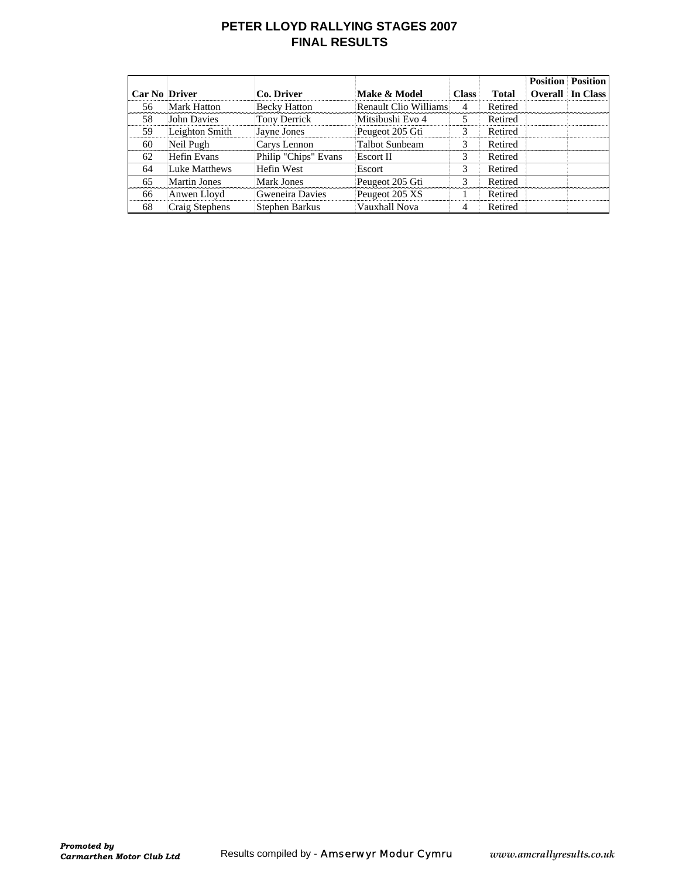# PETER LLOYD RALLYING STAGES 2007
## FINAL RESULTS

| Car No | Driver | Co. Driver | Make & Model | Class | Total | Position Overall | Position In Class |
|---|---|---|---|---|---|---|---|
| 56 | Mark Hatton | Becky Hatton | Renault Clio Williams | 4 | Retired | | |
| 58 | John Davies | Tony Derrick | Mitsibushi Evo 4 | 5 | Retired | | |
| 59 | Leighton Smith | Jayne Jones | Peugeot 205 Gti | 3 | Retired | | |
| 60 | Neil Pugh | Carys Lennon | Talbot Sunbeam | 3 | Retired | | |
| 62 | Hefin Evans | Philip "Chips" Evans | Escort II | 3 | Retired | | |
| 64 | Luke Matthews | Hefin West | Escort | 3 | Retired | | |
| 65 | Martin Jones | Mark Jones | Peugeot 205 Gti | 3 | Retired | | |
| 66 | Anwen Lloyd | Gweneira Davies | Peugeot 205 XS | 1 | Retired | | |
| 68 | Craig Stephens | Stephen Barkus | Vauxhall Nova | 4 | Retired | | |

***Promoted by***
***Carmarthen Motor Club Ltd***

Results compiled by - Amserwyr Modur Cymru

*www.amcrallyresults.co.uk*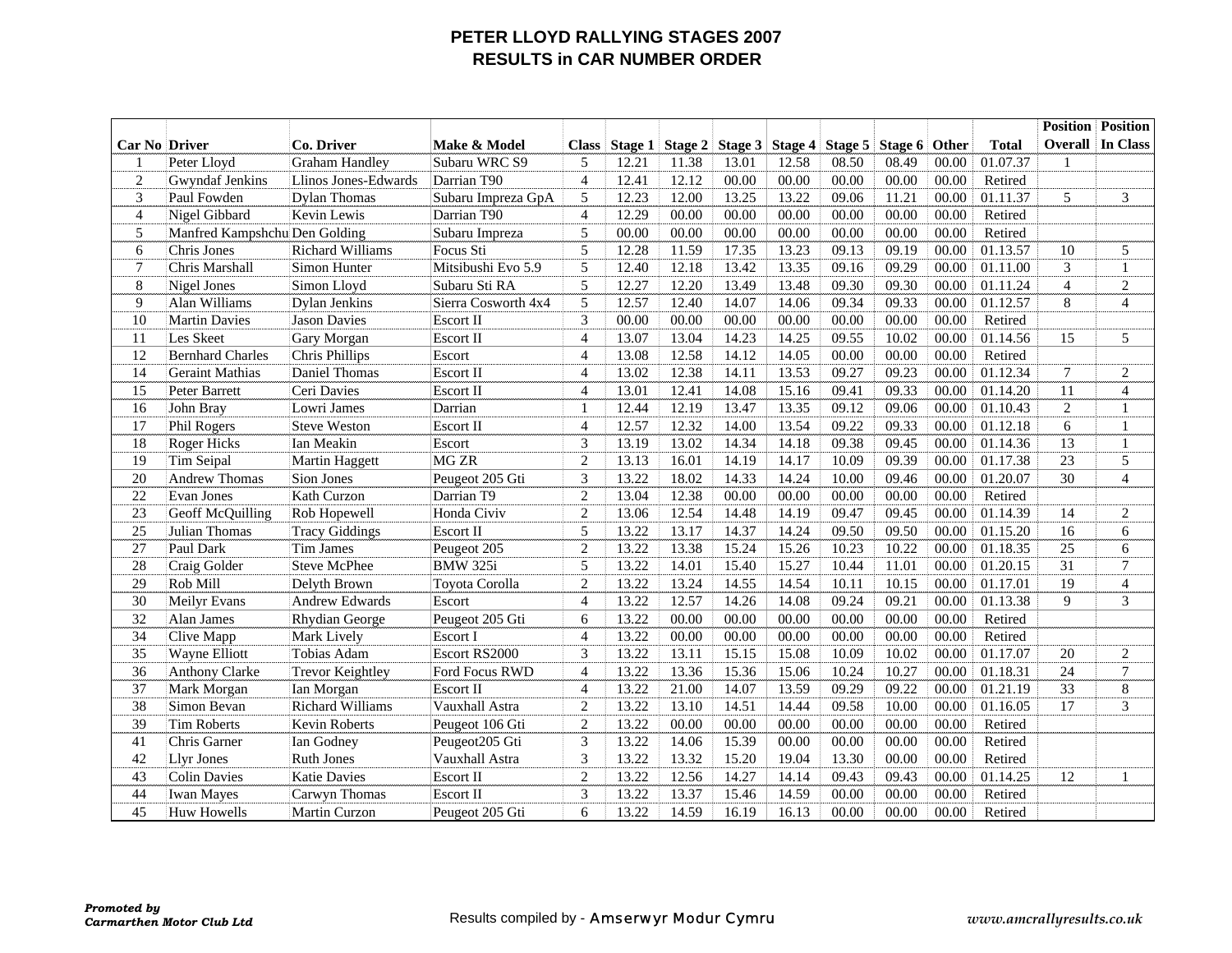# PETER LLOYD RALLYING STAGES 2007
## RESULTS in CAR NUMBER ORDER

| Car No | Driver | Co. Driver | Make & Model | Class | Stage 1 | Stage 2 | Stage 3 | Stage 4 | Stage 5 | Stage 6 | Other | Total | Position Overall | Position In Class |
|---|---|---|---|---|---|---|---|---|---|---|---|---|---|---|
| 1 | Peter Lloyd | Graham Handley | Subaru WRC S9 | 5 | 12.21 | 11.38 | 13.01 | 12.58 | 08.50 | 08.49 | 00.00 | 01.07.37 | 1 | |
| 2 | Gwyndaf Jenkins | Llinos Jones-Edwards | Darrian T90 | 4 | 12.41 | 12.12 | 00.00 | 00.00 | 00.00 | 00.00 | 00.00 | Retired | | |
| 3 | Paul Fowden | Dylan Thomas | Subaru Impreza GpA | 5 | 12.23 | 12.00 | 13.25 | 13.22 | 09.06 | 11.21 | 00.00 | 01.11.37 | 5 | 3 |
| 4 | Nigel Gibbard | Kevin Lewis | Darrian T90 | 4 | 12.29 | 00.00 | 00.00 | 00.00 | 00.00 | 00.00 | 00.00 | Retired | | |
| 5 | Manfred Kampshchu | Den Golding | Subaru Impreza | 5 | 00.00 | 00.00 | 00.00 | 00.00 | 00.00 | 00.00 | 00.00 | Retired | | |
| 6 | Chris Jones | Richard Williams | Focus Sti | 5 | 12.28 | 11.59 | 17.35 | 13.23 | 09.13 | 09.19 | 00.00 | 01.13.57 | 10 | 5 |
| 7 | Chris Marshall | Simon Hunter | Mitsibushi Evo 5.9 | 5 | 12.40 | 12.18 | 13.42 | 13.35 | 09.16 | 09.29 | 00.00 | 01.11.00 | 3 | 1 |
| 8 | Nigel Jones | Simon Lloyd | Subaru Sti RA | 5 | 12.27 | 12.20 | 13.49 | 13.48 | 09.30 | 09.30 | 00.00 | 01.11.24 | 4 | 2 |
| 9 | Alan Williams | Dylan Jenkins | Sierra Cosworth 4x4 | 5 | 12.57 | 12.40 | 14.07 | 14.06 | 09.34 | 09.33 | 00.00 | 01.12.57 | 8 | 4 |
| 10 | Martin Davies | Jason Davies | Escort II | 3 | 00.00 | 00.00 | 00.00 | 00.00 | 00.00 | 00.00 | 00.00 | Retired | | |
| 11 | Les Skeet | Gary Morgan | Escort II | 4 | 13.07 | 13.04 | 14.23 | 14.25 | 09.55 | 10.02 | 00.00 | 01.14.56 | 15 | 5 |
| 12 | Bernhard Charles | Chris Phillips | Escort | 4 | 13.08 | 12.58 | 14.12 | 14.05 | 00.00 | 00.00 | 00.00 | Retired | | |
| 14 | Geraint Mathias | Daniel Thomas | Escort II | 4 | 13.02 | 12.38 | 14.11 | 13.53 | 09.27 | 09.23 | 00.00 | 01.12.34 | 7 | 2 |
| 15 | Peter Barrett | Ceri Davies | Escort II | 4 | 13.01 | 12.41 | 14.08 | 15.16 | 09.41 | 09.33 | 00.00 | 01.14.20 | 11 | 4 |
| 16 | John Bray | Lowri James | Darrian | 1 | 12.44 | 12.19 | 13.47 | 13.35 | 09.12 | 09.06 | 00.00 | 01.10.43 | 2 | 1 |
| 17 | Phil Rogers | Steve Weston | Escort II | 4 | 12.57 | 12.32 | 14.00 | 13.54 | 09.22 | 09.33 | 00.00 | 01.12.18 | 6 | 1 |
| 18 | Roger Hicks | Ian Meakin | Escort | 3 | 13.19 | 13.02 | 14.34 | 14.18 | 09.38 | 09.45 | 00.00 | 01.14.36 | 13 | 1 |
| 19 | Tim Seipal | Martin Haggett | MG ZR | 2 | 13.13 | 16.01 | 14.19 | 14.17 | 10.09 | 09.39 | 00.00 | 01.17.38 | 23 | 5 |
| 20 | Andrew Thomas | Sion Jones | Peugeot 205 Gti | 3 | 13.22 | 18.02 | 14.33 | 14.24 | 10.00 | 09.46 | 00.00 | 01.20.07 | 30 | 4 |
| 22 | Evan Jones | Kath Curzon | Darrian T9 | 2 | 13.04 | 12.38 | 00.00 | 00.00 | 00.00 | 00.00 | 00.00 | Retired | | |
| 23 | Geoff McQuilling | Rob Hopewell | Honda Civiv | 2 | 13.06 | 12.54 | 14.48 | 14.19 | 09.47 | 09.45 | 00.00 | 01.14.39 | 14 | 2 |
| 25 | Julian Thomas | Tracy Giddings | Escort II | 5 | 13.22 | 13.17 | 14.37 | 14.24 | 09.50 | 09.50 | 00.00 | 01.15.20 | 16 | 6 |
| 27 | Paul Dark | Tim James | Peugeot 205 | 2 | 13.22 | 13.38 | 15.24 | 15.26 | 10.23 | 10.22 | 00.00 | 01.18.35 | 25 | 6 |
| 28 | Craig Golder | Steve McPhee | BMW 325i | 5 | 13.22 | 14.01 | 15.40 | 15.27 | 10.44 | 11.01 | 00.00 | 01.20.15 | 31 | 7 |
| 29 | Rob Mill | Delyth Brown | Toyota Corolla | 2 | 13.22 | 13.24 | 14.55 | 14.54 | 10.11 | 10.15 | 00.00 | 01.17.01 | 19 | 4 |
| 30 | Meilyr Evans | Andrew Edwards | Escort | 4 | 13.22 | 12.57 | 14.26 | 14.08 | 09.24 | 09.21 | 00.00 | 01.13.38 | 9 | 3 |
| 32 | Alan James | Rhydian George | Peugeot 205 Gti | 6 | 13.22 | 00.00 | 00.00 | 00.00 | 00.00 | 00.00 | 00.00 | Retired | | |
| 34 | Clive Mapp | Mark Lively | Escort I | 4 | 13.22 | 00.00 | 00.00 | 00.00 | 00.00 | 00.00 | 00.00 | Retired | | |
| 35 | Wayne Elliott | Tobias Adam | Escort RS2000 | 3 | 13.22 | 13.11 | 15.15 | 15.08 | 10.09 | 10.02 | 00.00 | 01.17.07 | 20 | 2 |
| 36 | Anthony Clarke | Trevor Keightley | Ford Focus RWD | 4 | 13.22 | 13.36 | 15.36 | 15.06 | 10.24 | 10.27 | 00.00 | 01.18.31 | 24 | 7 |
| 37 | Mark Morgan | Ian Morgan | Escort II | 4 | 13.22 | 21.00 | 14.07 | 13.59 | 09.29 | 09.22 | 00.00 | 01.21.19 | 33 | 8 |
| 38 | Simon Bevan | Richard Williams | Vauxhall Astra | 2 | 13.22 | 13.10 | 14.51 | 14.44 | 09.58 | 10.00 | 00.00 | 01.16.05 | 17 | 3 |
| 39 | Tim Roberts | Kevin Roberts | Peugeot 106 Gti | 2 | 13.22 | 00.00 | 00.00 | 00.00 | 00.00 | 00.00 | 00.00 | Retired | | |
| 41 | Chris Garner | Ian Godney | Peugeot205 Gti | 3 | 13.22 | 14.06 | 15.39 | 00.00 | 00.00 | 00.00 | 00.00 | Retired | | |
| 42 | Llyr Jones | Ruth Jones | Vauxhall Astra | 3 | 13.22 | 13.32 | 15.20 | 19.04 | 13.30 | 00.00 | 00.00 | Retired | | |
| 43 | Colin Davies | Katie Davies | Escort II | 2 | 13.22 | 12.56 | 14.27 | 14.14 | 09.43 | 09.43 | 00.00 | 01.14.25 | 12 | 1 |
| 44 | Iwan Mayes | Carwyn Thomas | Escort II | 3 | 13.22 | 13.37 | 15.46 | 14.59 | 00.00 | 00.00 | 00.00 | Retired | | |
| 45 | Huw Howells | Martin Curzon | Peugeot 205 Gti | 6 | 13.22 | 14.59 | 16.19 | 16.13 | 00.00 | 00.00 | 00.00 | Retired | | |

***Promoted by Carmarthen Motor Club Ltd***

Results compiled by - Amserwyr Modur Cymru

*www.amcrallyresults.co.uk*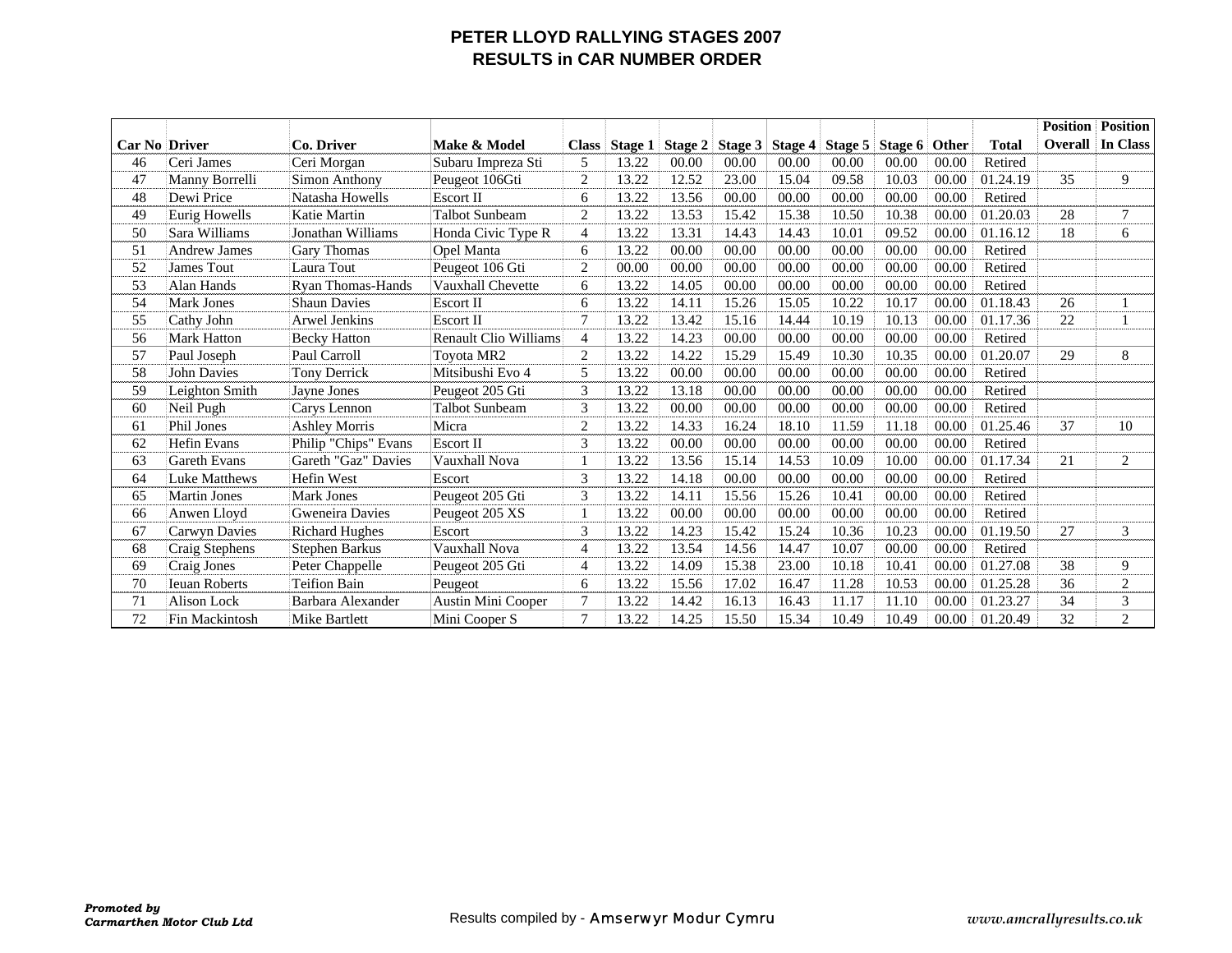# PETER LLOYD RALLYING STAGES 2007
## RESULTS in CAR NUMBER ORDER

| Car No | Driver | Co. Driver | Make & Model | Class | Stage 1 | Stage 2 | Stage 3 | Stage 4 | Stage 5 | Stage 6 | Other | Total | Position Overall | Position In Class |
|---|---|---|---|---|---|---|---|---|---|---|---|---|---|---|
| 46 | Ceri James | Ceri Morgan | Subaru Impreza Sti | 5 | 13.22 | 00.00 | 00.00 | 00.00 | 00.00 | 00.00 | 00.00 | Retired | | |
| 47 | Manny Borrelli | Simon Anthony | Peugeot 106Gti | 2 | 13.22 | 12.52 | 23.00 | 15.04 | 09.58 | 10.03 | 00.00 | 01.24.19 | 35 | 9 |
| 48 | Dewi Price | Natasha Howells | Escort II | 6 | 13.22 | 13.56 | 00.00 | 00.00 | 00.00 | 00.00 | 00.00 | Retired | | |
| 49 | Eurig Howells | Katie Martin | Talbot Sunbeam | 2 | 13.22 | 13.53 | 15.42 | 15.38 | 10.50 | 10.38 | 00.00 | 01.20.03 | 28 | 7 |
| 50 | Sara Williams | Jonathan Williams | Honda Civic Type R | 4 | 13.22 | 13.31 | 14.43 | 14.43 | 10.01 | 09.52 | 00.00 | 01.16.12 | 18 | 6 |
| 51 | Andrew James | Gary Thomas | Opel Manta | 6 | 13.22 | 00.00 | 00.00 | 00.00 | 00.00 | 00.00 | 00.00 | Retired | | |
| 52 | James Tout | Laura Tout | Peugeot 106 Gti | 2 | 00.00 | 00.00 | 00.00 | 00.00 | 00.00 | 00.00 | 00.00 | Retired | | |
| 53 | Alan Hands | Ryan Thomas-Hands | Vauxhall Chevette | 6 | 13.22 | 14.05 | 00.00 | 00.00 | 00.00 | 00.00 | 00.00 | Retired | | |
| 54 | Mark Jones | Shaun Davies | Escort II | 6 | 13.22 | 14.11 | 15.26 | 15.05 | 10.22 | 10.17 | 00.00 | 01.18.43 | 26 | 1 |
| 55 | Cathy John | Arwel Jenkins | Escort II | 7 | 13.22 | 13.42 | 15.16 | 14.44 | 10.19 | 10.13 | 00.00 | 01.17.36 | 22 | 1 |
| 56 | Mark Hatton | Becky Hatton | Renault Clio Williams | 4 | 13.22 | 14.23 | 00.00 | 00.00 | 00.00 | 00.00 | 00.00 | Retired | | |
| 57 | Paul Joseph | Paul Carroll | Toyota MR2 | 2 | 13.22 | 14.22 | 15.29 | 15.49 | 10.30 | 10.35 | 00.00 | 01.20.07 | 29 | 8 |
| 58 | John Davies | Tony Derrick | Mitsibushi Evo 4 | 5 | 13.22 | 00.00 | 00.00 | 00.00 | 00.00 | 00.00 | 00.00 | Retired | | |
| 59 | Leighton Smith | Jayne Jones | Peugeot 205 Gti | 3 | 13.22 | 13.18 | 00.00 | 00.00 | 00.00 | 00.00 | 00.00 | Retired | | |
| 60 | Neil Pugh | Carys Lennon | Talbot Sunbeam | 3 | 13.22 | 00.00 | 00.00 | 00.00 | 00.00 | 00.00 | 00.00 | Retired | | |
| 61 | Phil Jones | Ashley Morris | Micra | 2 | 13.22 | 14.33 | 16.24 | 18.10 | 11.59 | 11.18 | 00.00 | 01.25.46 | 37 | 10 |
| 62 | Hefin Evans | Philip "Chips" Evans | Escort II | 3 | 13.22 | 00.00 | 00.00 | 00.00 | 00.00 | 00.00 | 00.00 | Retired | | |
| 63 | Gareth Evans | Gareth "Gaz" Davies | Vauxhall Nova | 1 | 13.22 | 13.56 | 15.14 | 14.53 | 10.09 | 10.00 | 00.00 | 01.17.34 | 21 | 2 |
| 64 | Luke Matthews | Hefin West | Escort | 3 | 13.22 | 14.18 | 00.00 | 00.00 | 00.00 | 00.00 | 00.00 | Retired | | |
| 65 | Martin Jones | Mark Jones | Peugeot 205 Gti | 3 | 13.22 | 14.11 | 15.56 | 15.26 | 10.41 | 00.00 | 00.00 | Retired | | |
| 66 | Anwen Lloyd | Gweneira Davies | Peugeot 205 XS | 1 | 13.22 | 00.00 | 00.00 | 00.00 | 00.00 | 00.00 | 00.00 | Retired | | |
| 67 | Carwyn Davies | Richard Hughes | Escort | 3 | 13.22 | 14.23 | 15.42 | 15.24 | 10.36 | 10.23 | 00.00 | 01.19.50 | 27 | 3 |
| 68 | Craig Stephens | Stephen Barkus | Vauxhall Nova | 4 | 13.22 | 13.54 | 14.56 | 14.47 | 10.07 | 00.00 | 00.00 | Retired | | |
| 69 | Craig Jones | Peter Chappelle | Peugeot 205 Gti | 4 | 13.22 | 14.09 | 15.38 | 23.00 | 10.18 | 10.41 | 00.00 | 01.27.08 | 38 | 9 |
| 70 | Ieuan Roberts | Teifion Bain | Peugeot | 6 | 13.22 | 15.56 | 17.02 | 16.47 | 11.28 | 10.53 | 00.00 | 01.25.28 | 36 | 2 |
| 71 | Alison Lock | Barbara Alexander | Austin Mini Cooper | 7 | 13.22 | 14.42 | 16.13 | 16.43 | 11.17 | 11.10 | 00.00 | 01.23.27 | 34 | 3 |
| 72 | Fin Mackintosh | Mike Bartlett | Mini Cooper S | 7 | 13.22 | 14.25 | 15.50 | 15.34 | 10.49 | 10.49 | 00.00 | 01.20.49 | 32 | 2 |

***Promoted by Carmarthen Motor Club Ltd***

Results compiled by - Amserwyr Modur Cymru

*www.amcrallyresults.co.uk*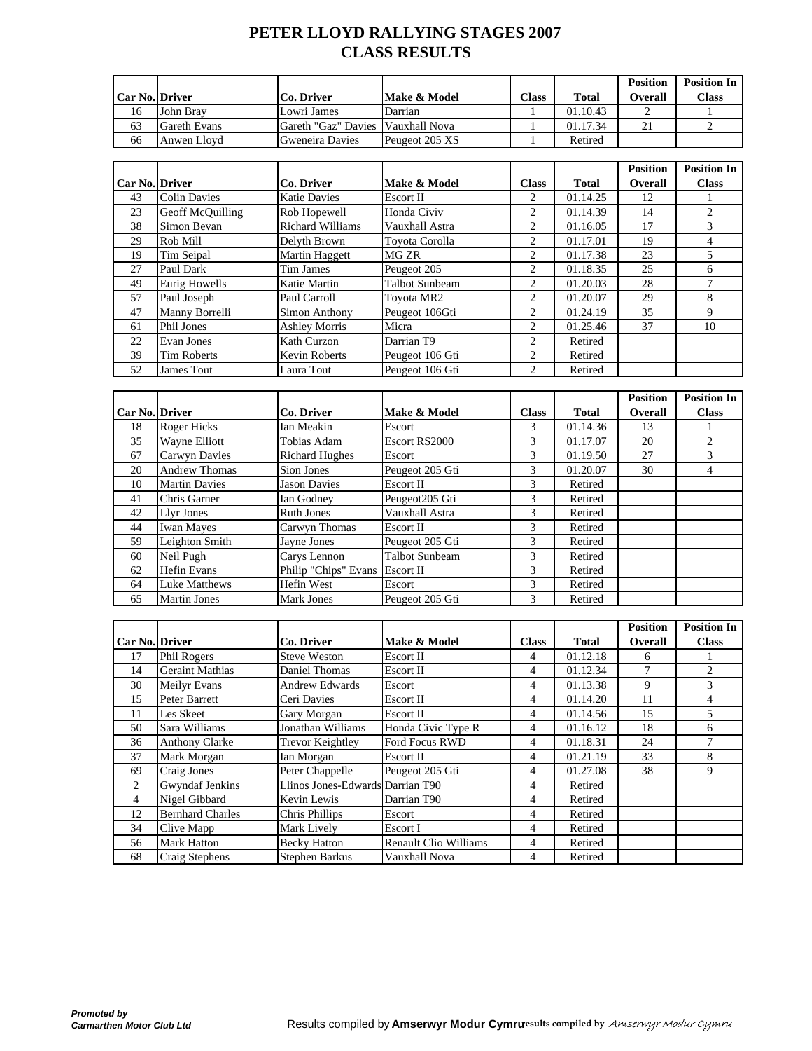# PETER LLOYD RALLYING STAGES 2007
## CLASS RESULTS

| Car No. | Driver | Co. Driver | Make & Model | Class | Total | Position Overall | Position In Class |
|---|---|---|---|---|---|---|---|
| 16 | John Bray | Lowri James | Darrian | 1 | 01.10.43 | 2 | 1 |
| 63 | Gareth Evans | Gareth "Gaz" Davies | Vauxhall Nova | 1 | 01.17.34 | 21 | 2 |
| 66 | Anwen Lloyd | Gweneira Davies | Peugeot 205 XS | 1 | Retired | | |

| Car No. | Driver | Co. Driver | Make & Model | Class | Total | Position Overall | Position In Class |
|---|---|---|---|---|---|---|---|
| 43 | Colin Davies | Katie Davies | Escort II | 2 | 01.14.25 | 12 | 1 |
| 23 | Geoff McQuilling | Rob Hopewell | Honda Civiv | 2 | 01.14.39 | 14 | 2 |
| 38 | Simon Bevan | Richard Williams | Vauxhall Astra | 2 | 01.16.05 | 17 | 3 |
| 29 | Rob Mill | Delyth Brown | Toyota Corolla | 2 | 01.17.01 | 19 | 4 |
| 19 | Tim Seipal | Martin Haggett | MG ZR | 2 | 01.17.38 | 23 | 5 |
| 27 | Paul Dark | Tim James | Peugeot 205 | 2 | 01.18.35 | 25 | 6 |
| 49 | Eurig Howells | Katie Martin | Talbot Sunbeam | 2 | 01.20.03 | 28 | 7 |
| 57 | Paul Joseph | Paul Carroll | Toyota MR2 | 2 | 01.20.07 | 29 | 8 |
| 47 | Manny Borrelli | Simon Anthony | Peugeot 106Gti | 2 | 01.24.19 | 35 | 9 |
| 61 | Phil Jones | Ashley Morris | Micra | 2 | 01.25.46 | 37 | 10 |
| 22 | Evan Jones | Kath Curzon | Darrian T9 | 2 | Retired | | |
| 39 | Tim Roberts | Kevin Roberts | Peugeot 106 Gti | 2 | Retired | | |
| 52 | James Tout | Laura Tout | Peugeot 106 Gti | 2 | Retired | | |

| Car No. | Driver | Co. Driver | Make & Model | Class | Total | Position Overall | Position In Class |
|---|---|---|---|---|---|---|---|
| 18 | Roger Hicks | Ian Meakin | Escort | 3 | 01.14.36 | 13 | 1 |
| 35 | Wayne Elliott | Tobias Adam | Escort RS2000 | 3 | 01.17.07 | 20 | 2 |
| 67 | Carwyn Davies | Richard Hughes | Escort | 3 | 01.19.50 | 27 | 3 |
| 20 | Andrew Thomas | Sion Jones | Peugeot 205 Gti | 3 | 01.20.07 | 30 | 4 |
| 10 | Martin Davies | Jason Davies | Escort II | 3 | Retired | | |
| 41 | Chris Garner | Ian Godney | Peugeot205 Gti | 3 | Retired | | |
| 42 | Llyr Jones | Ruth Jones | Vauxhall Astra | 3 | Retired | | |
| 44 | Iwan Mayes | Carwyn Thomas | Escort II | 3 | Retired | | |
| 59 | Leighton Smith | Jayne Jones | Peugeot 205 Gti | 3 | Retired | | |
| 60 | Neil Pugh | Carys Lennon | Talbot Sunbeam | 3 | Retired | | |
| 62 | Hefin Evans | Philip "Chips" Evans | Escort II | 3 | Retired | | |
| 64 | Luke Matthews | Hefin West | Escort | 3 | Retired | | |
| 65 | Martin Jones | Mark Jones | Peugeot 205 Gti | 3 | Retired | | |

| Car No. | Driver | Co. Driver | Make & Model | Class | Total | Position Overall | Position In Class |
|---|---|---|---|---|---|---|---|
| 17 | Phil Rogers | Steve Weston | Escort II | 4 | 01.12.18 | 6 | 1 |
| 14 | Geraint Mathias | Daniel Thomas | Escort II | 4 | 01.12.34 | 7 | 2 |
| 30 | Meilyr Evans | Andrew Edwards | Escort | 4 | 01.13.38 | 9 | 3 |
| 15 | Peter Barrett | Ceri Davies | Escort II | 4 | 01.14.20 | 11 | 4 |
| 11 | Les Skeet | Gary Morgan | Escort II | 4 | 01.14.56 | 15 | 5 |
| 50 | Sara Williams | Jonathan Williams | Honda Civic Type R | 4 | 01.16.12 | 18 | 6 |
| 36 | Anthony Clarke | Trevor Keightley | Ford Focus RWD | 4 | 01.18.31 | 24 | 7 |
| 37 | Mark Morgan | Ian Morgan | Escort II | 4 | 01.21.19 | 33 | 8 |
| 69 | Craig Jones | Peter Chappelle | Peugeot 205 Gti | 4 | 01.27.08 | 38 | 9 |
| 2 | Gwyndaf Jenkins | Llinos Jones-Edwards | Darrian T90 | 4 | Retired | | |
| 4 | Nigel Gibbard | Kevin Lewis | Darrian T90 | 4 | Retired | | |
| 12 | Bernhard Charles | Chris Phillips | Escort | 4 | Retired | | |
| 34 | Clive Mapp | Mark Lively | Escort I | 4 | Retired | | |
| 56 | Mark Hatton | Becky Hatton | Renault Clio Williams | 4 | Retired | | |
| 68 | Craig Stephens | Stephen Barkus | Vauxhall Nova | 4 | Retired | | |

***Promoted by Carmarthen Motor Club Ltd***

Results compiled by **Amserwyr Modur Cymru**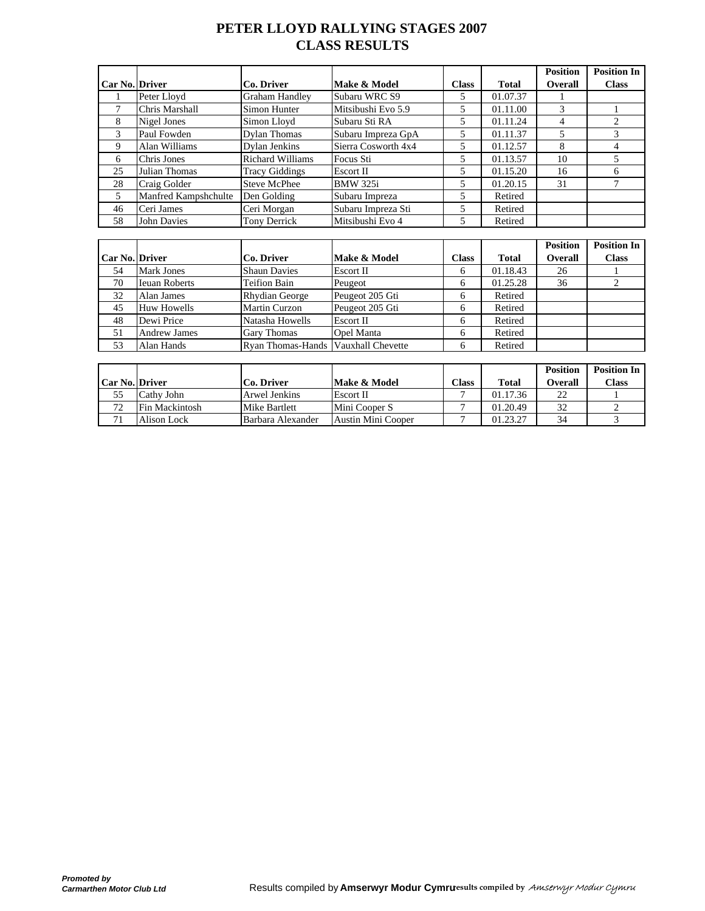# PETER LLOYD RALLYING STAGES 2007
# CLASS RESULTS

| Car No. | Driver | Co. Driver | Make & Model | Class | Total | Position Overall | Position In Class |
|---|---|---|---|---|---|---|---|
| 1 | Peter Lloyd | Graham Handley | Subaru WRC S9 | 5 | 01.07.37 | 1 | |
| 7 | Chris Marshall | Simon Hunter | Mitsibushi Evo 5.9 | 5 | 01.11.00 | 3 | 1 |
| 8 | Nigel Jones | Simon Lloyd | Subaru Sti RA | 5 | 01.11.24 | 4 | 2 |
| 3 | Paul Fowden | Dylan Thomas | Subaru Impreza GpA | 5 | 01.11.37 | 5 | 3 |
| 9 | Alan Williams | Dylan Jenkins | Sierra Cosworth 4x4 | 5 | 01.12.57 | 8 | 4 |
| 6 | Chris Jones | Richard Williams | Focus Sti | 5 | 01.13.57 | 10 | 5 |
| 25 | Julian Thomas | Tracy Giddings | Escort II | 5 | 01.15.20 | 16 | 6 |
| 28 | Craig Golder | Steve McPhee | BMW 325i | 5 | 01.20.15 | 31 | 7 |
| 5 | Manfred Kampshchulte | Den Golding | Subaru Impreza | 5 | Retired | | |
| 46 | Ceri James | Ceri Morgan | Subaru Impreza Sti | 5 | Retired | | |
| 58 | John Davies | Tony Derrick | Mitsibushi Evo 4 | 5 | Retired | | |

| Car No. | Driver | Co. Driver | Make & Model | Class | Total | Position Overall | Position In Class |
|---|---|---|---|---|---|---|---|
| 54 | Mark Jones | Shaun Davies | Escort II | 6 | 01.18.43 | 26 | 1 |
| 70 | Ieuan Roberts | Teifion Bain | Peugeot | 6 | 01.25.28 | 36 | 2 |
| 32 | Alan James | Rhydian George | Peugeot 205 Gti | 6 | Retired | | |
| 45 | Huw Howells | Martin Curzon | Peugeot 205 Gti | 6 | Retired | | |
| 48 | Dewi Price | Natasha Howells | Escort II | 6 | Retired | | |
| 51 | Andrew James | Gary Thomas | Opel Manta | 6 | Retired | | |
| 53 | Alan Hands | Ryan Thomas-Hands | Vauxhall Chevette | 6 | Retired | | |

| Car No. | Driver | Co. Driver | Make & Model | Class | Total | Position Overall | Position In Class |
|---|---|---|---|---|---|---|---|
| 55 | Cathy John | Arwel Jenkins | Escort II | 7 | 01.17.36 | 22 | 1 |
| 72 | Fin Mackintosh | Mike Bartlett | Mini Cooper S | 7 | 01.20.49 | 32 | 2 |
| 71 | Alison Lock | Barbara Alexander | Austin Mini Cooper | 7 | 01.23.27 | 34 | 3 |

***Promoted by***
***Carmarthen Motor Club Ltd***

Results compiled by **Amserwyr Modur Cymru** Results compiled by *Amserwyr Modur Cymru*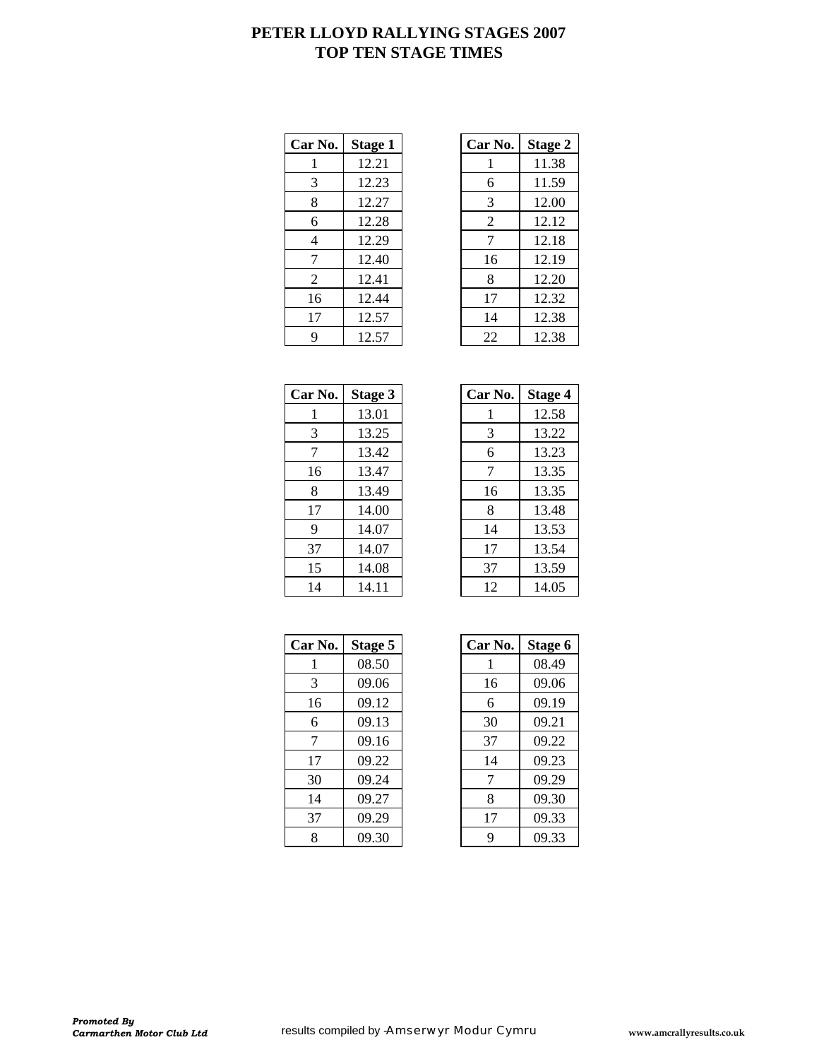# PETER LLOYD RALLYING STAGES 2007
## TOP TEN STAGE TIMES

| Car No. | Stage 1 |
|---|---|
| 1 | 12.21 |
| 3 | 12.23 |
| 8 | 12.27 |
| 6 | 12.28 |
| 4 | 12.29 |
| 7 | 12.40 |
| 2 | 12.41 |
| 16 | 12.44 |
| 17 | 12.57 |
| 9 | 12.57 |

| Car No. | Stage 2 |
|---|---|
| 1 | 11.38 |
| 6 | 11.59 |
| 3 | 12.00 |
| 2 | 12.12 |
| 7 | 12.18 |
| 16 | 12.19 |
| 8 | 12.20 |
| 17 | 12.32 |
| 14 | 12.38 |
| 22 | 12.38 |

| Car No. | Stage 3 |
|---|---|
| 1 | 13.01 |
| 3 | 13.25 |
| 7 | 13.42 |
| 16 | 13.47 |
| 8 | 13.49 |
| 17 | 14.00 |
| 9 | 14.07 |
| 37 | 14.07 |
| 15 | 14.08 |
| 14 | 14.11 |

| Car No. | Stage 4 |
|---|---|
| 1 | 12.58 |
| 3 | 13.22 |
| 6 | 13.23 |
| 7 | 13.35 |
| 16 | 13.35 |
| 8 | 13.48 |
| 14 | 13.53 |
| 17 | 13.54 |
| 37 | 13.59 |
| 12 | 14.05 |

| Car No. | Stage 5 |
|---|---|
| 1 | 08.50 |
| 3 | 09.06 |
| 16 | 09.12 |
| 6 | 09.13 |
| 7 | 09.16 |
| 17 | 09.22 |
| 30 | 09.24 |
| 14 | 09.27 |
| 37 | 09.29 |
| 8 | 09.30 |

| Car No. | Stage 6 |
|---|---|
| 1 | 08.49 |
| 16 | 09.06 |
| 6 | 09.19 |
| 30 | 09.21 |
| 37 | 09.22 |
| 14 | 09.23 |
| 7 | 09.29 |
| 8 | 09.30 |
| 17 | 09.33 |
| 9 | 09.33 |

***Promoted By***
***Carmarthen Motor Club Ltd***

results compiled by -Amserwyr Modur Cymru

**www.amcrallyresults.co.uk**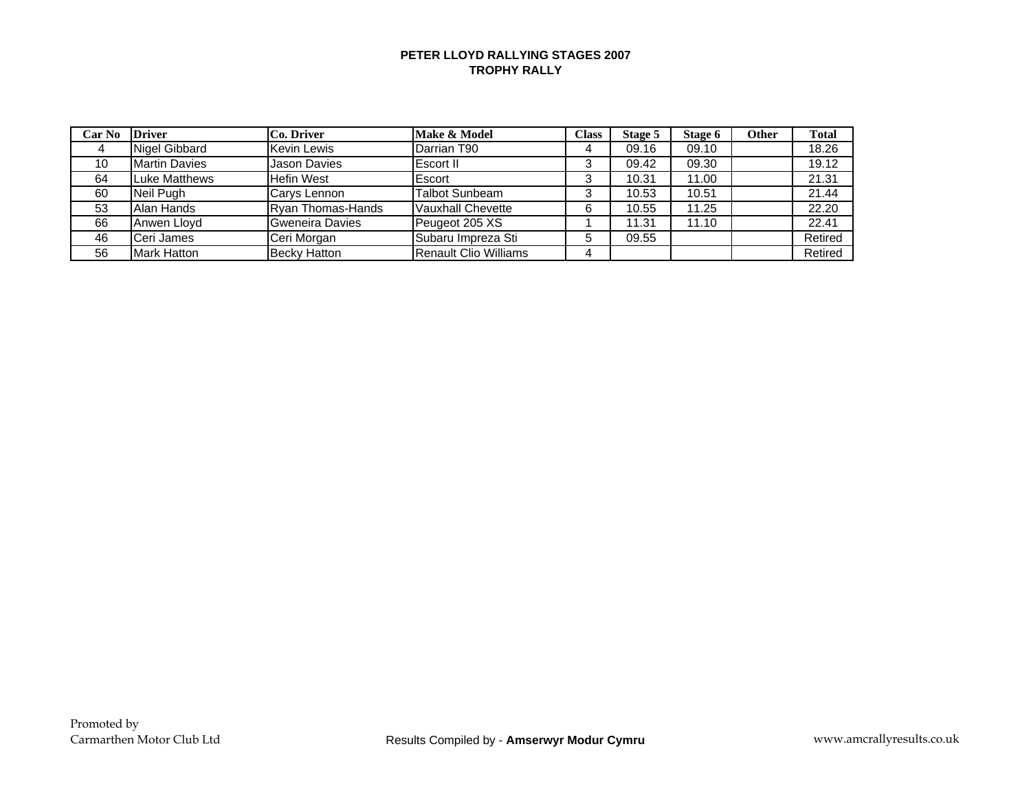# PETER LLOYD RALLYING STAGES 2007
## TROPHY RALLY

| Car No | Driver | Co. Driver | Make & Model | Class | Stage 5 | Stage 6 | Other | Total |
|---|---|---|---|---|---|---|---|---|
| 4 | Nigel Gibbard | Kevin Lewis | Darrian T90 | 4 | 09.16 | 09.10 | | 18.26 |
| 10 | Martin Davies | Jason Davies | Escort II | 3 | 09.42 | 09.30 | | 19.12 |
| 64 | Luke Matthews | Hefin West | Escort | 3 | 10.31 | 11.00 | | 21.31 |
| 60 | Neil Pugh | Carys Lennon | Talbot Sunbeam | 3 | 10.53 | 10.51 | | 21.44 |
| 53 | Alan Hands | Ryan Thomas-Hands | Vauxhall Chevette | 6 | 10.55 | 11.25 | | 22.20 |
| 66 | Anwen Lloyd | Gweneira Davies | Peugeot 205 XS | 1 | 11.31 | 11.10 | | 22.41 |
| 46 | Ceri James | Ceri Morgan | Subaru Impreza Sti | 5 | 09.55 | | | Retired |
| 56 | Mark Hatton | Becky Hatton | Renault Clio Williams | 4 | | | | Retired |

Promoted by
Carmarthen Motor Club Ltd

Results Compiled by - **Amserwyr Modur Cymru**

www.amcrallyresults.co.uk